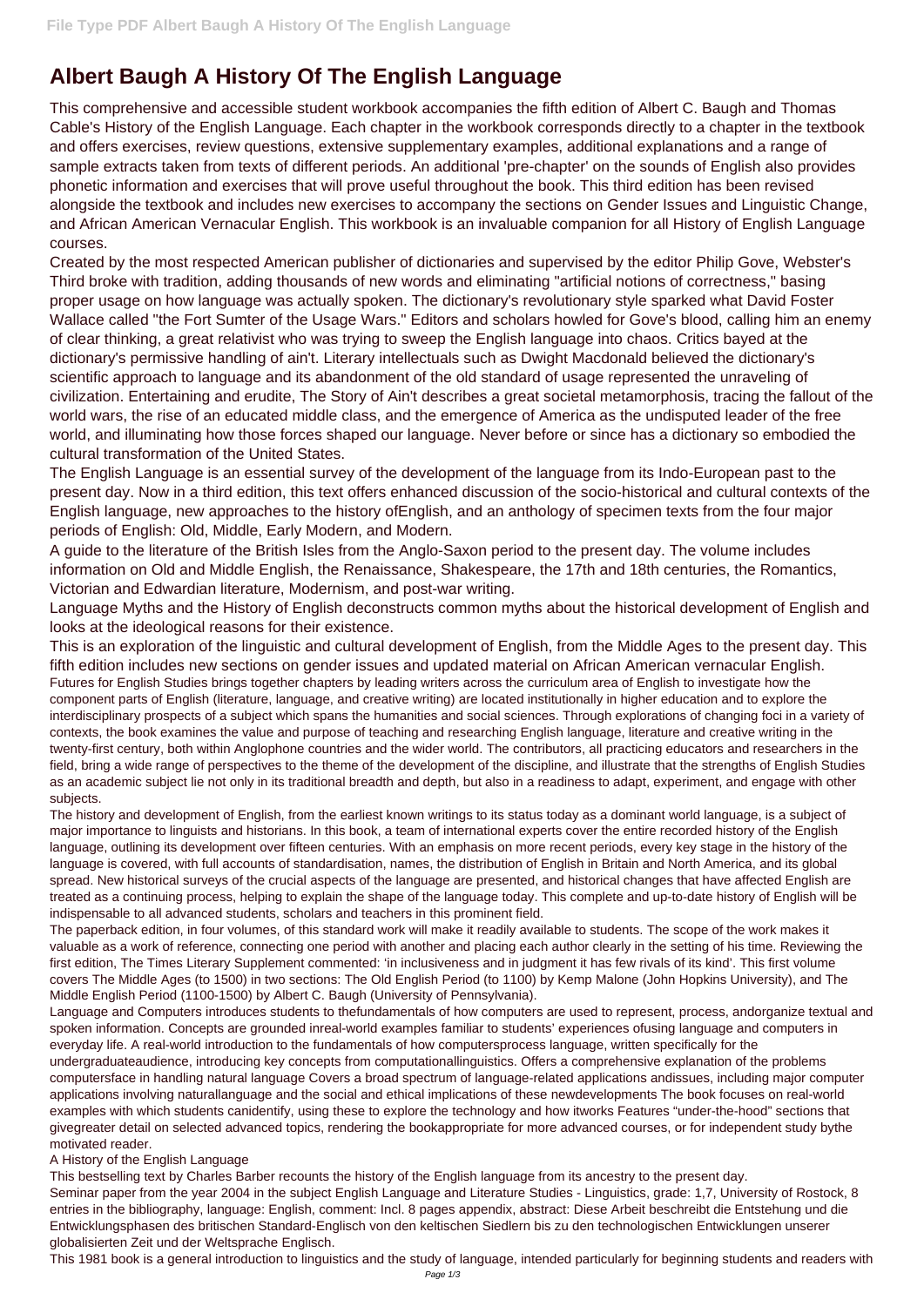# Albert Baugh A History Of The English Language

This comprehensive and accessible student workbook accompanies the fifth edition of Albert C. Baugh and Thomas Cable's History of the English Language. Each chapter in the workbook corresponds directly to a chapter in the textbook and offers exercises, review questions, extensive supplementary examples, additional explanations and a range of sample extracts taken from texts of different periods. An additional 'pre-chapter' on the sounds of English also provides phonetic information and exercises that will prove useful throughout the book. This third edition has been revised alongside the textbook and includes new exercises to accompany the sections on Gender Issues and Linguistic Change, and African American Vernacular English. This workbook is an invaluable companion for all History of English Language courses.

Created by the most respected American publisher of dictionaries and supervised by the editor Philip Gove, Webster's Third broke with tradition, adding thousands of new words and eliminating "artificial notions of correctness," basing proper usage on how language was actually spoken. The dictionary's revolutionary style sparked what David Foster Wallace called "the Fort Sumter of the Usage Wars." Editors and scholars howled for Gove's blood, calling him an enemy of clear thinking, a great relativist who was trying to sweep the English language into chaos. Critics bayed at the dictionary's permissive handling of ain't. Literary intellectuals such as Dwight Macdonald believed the dictionary's scientific approach to language and its abandonment of the old standard of usage represented the unraveling of civilization. Entertaining and erudite, The Story of Ain't describes a great societal metamorphosis, tracing the fallout of the world wars, the rise of an educated middle class, and the emergence of America as the undisputed leader of the free world, and illuminating how those forces shaped our language. Never before or since has a dictionary so embodied the cultural transformation of the United States.

The English Language is an essential survey of the development of the language from its Indo-European past to the present day. Now in a third edition, this text offers enhanced discussion of the socio-historical and cultural contexts of the English language, new approaches to the history ofEnglish, and an anthology of specimen texts from the four major periods of English: Old, Middle, Early Modern, and Modern.

A guide to the literature of the British Isles from the Anglo-Saxon period to the present day. The volume includes information on Old and Middle English, the Renaissance, Shakespeare, the 17th and 18th centuries, the Romantics, Victorian and Edwardian literature, Modernism, and post-war writing.

Language Myths and the History of English deconstructs common myths about the historical development of English and looks at the ideological reasons for their existence.

This is an exploration of the linguistic and cultural development of English, from the Middle Ages to the present day. This fifth edition includes new sections on gender issues and updated material on African American vernacular English.

Futures for English Studies brings together chapters by leading writers across the curriculum area of English to investigate how the component parts of English (literature, language, and creative writing) are located institutionally in higher education and to explore the interdisciplinary prospects of a subject which spans the humanities and social sciences. Through explorations of changing foci in a variety of contexts, the book examines the value and purpose of teaching and researching English language, literature and creative writing in the twenty-first century, both within Anglophone countries and the wider world. The contributors, all practicing educators and researchers in the field, bring a wide range of perspectives to the theme of the development of the discipline, and illustrate that the strengths of English Studies as an academic subject lie not only in its traditional breadth and depth, but also in a readiness to adapt, experiment, and engage with other subjects.

The history and development of English, from the earliest known writings to its status today as a dominant world language, is a subject of major importance to linguists and historians. In this book, a team of international experts cover the entire recorded history of the English language, outlining its development over fifteen centuries. With an emphasis on more recent periods, every key stage in the history of the language is covered, with full accounts of standardisation, names, the distribution of English in Britain and North America, and its global spread. New historical surveys of the crucial aspects of the language are presented, and historical changes that have affected English are treated as a continuing process, helping to explain the shape of the language today. This complete and up-to-date history of English will be indispensable to all advanced students, scholars and teachers in this prominent field.

The paperback edition, in four volumes, of this standard work will make it readily available to students. The scope of the work makes it valuable as a work of reference, connecting one period with another and placing each author clearly in the setting of his time. Reviewing the first edition, The Times Literary Supplement commented: 'in inclusiveness and in judgment it has few rivals of its kind'. This first volume covers The Middle Ages (to 1500) in two sections: The Old English Period (to 1100) by Kemp Malone (John Hopkins University), and The Middle English Period (1100-1500) by Albert C. Baugh (University of Pennsylvania).

Language and Computers introduces students to thefundamentals of how computers are used to represent, process, andorganize textual and spoken information. Concepts are grounded inreal-world examples familiar to students' experiences ofusing language and computers in everyday life. A real-world introduction to the fundamentals of how computersprocess language, written specifically for the undergraduateaudience, introducing key concepts from computationallinguistics. Offers a comprehensive explanation of the problems computersface in handling natural language Covers a broad spectrum of language-related applications andissues, including major computer applications involving naturallanguage and the social and ethical implications of these newdevelopments The book focuses on real-world examples with which students canidentify, using these to explore the technology and how itworks Features "under-the-hood" sections that givegreater detail on selected advanced topics, rendering the bookappropriate for more advanced courses, or for independent study bythe motivated reader.

A History of the English Language

This bestselling text by Charles Barber recounts the history of the English language from its ancestry to the present day.

Seminar paper from the year 2004 in the subject English Language and Literature Studies - Linguistics, grade: 1,7, University of Rostock, 8 entries in the bibliography, language: English, comment: Incl. 8 pages appendix, abstract: Diese Arbeit beschreibt die Entstehung und die Entwicklungsphasen des britischen Standard-Englisch von den keltischen Siedlern bis zu den technologischen Entwicklungen unserer globalisierten Zeit und der Weltsprache Englisch.

This 1981 book is a general introduction to linguistics and the study of language, intended particularly for beginning students and readers with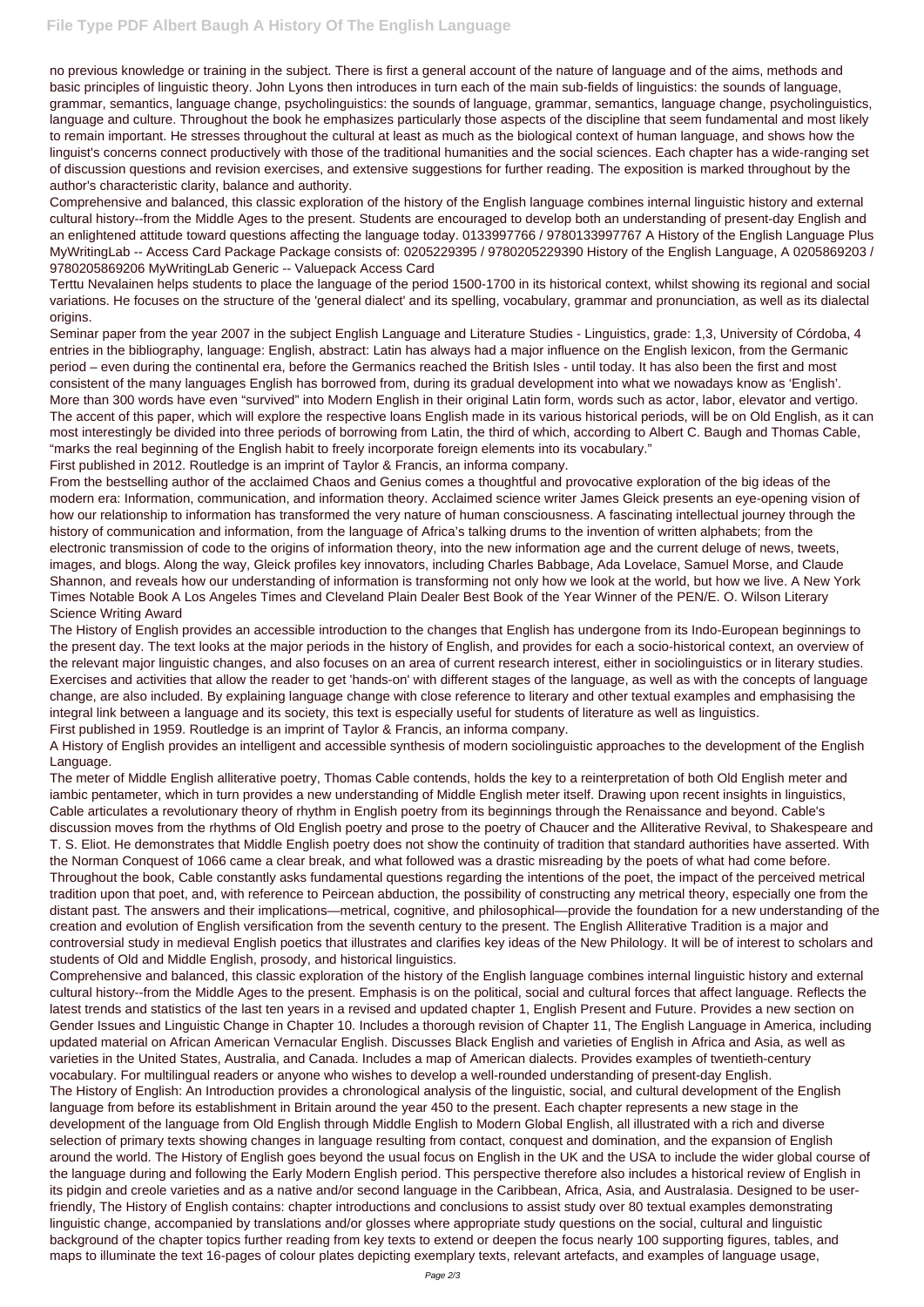no previous knowledge or training in the subject. There is first a general account of the nature of language and of the aims, methods and basic principles of linguistic theory. John Lyons then introduces in turn each of the main sub-fields of linguistics: the sounds of language, grammar, semantics, language change, psycholinguistics: the sounds of language, grammar, semantics, language change, psycholinguistics, language and culture. Throughout the book he emphasizes particularly those aspects of the discipline that seem fundamental and most likely to remain important. He stresses throughout the cultural at least as much as the biological context of human language, and shows how the linguist's concerns connect productively with those of the traditional humanities and the social sciences. Each chapter has a wide-ranging set of discussion questions and revision exercises, and extensive suggestions for further reading. The exposition is marked throughout by the author's characteristic clarity, balance and authority.

Comprehensive and balanced, this classic exploration of the history of the English language combines internal linguistic history and external cultural history--from the Middle Ages to the present. Students are encouraged to develop both an understanding of present-day English and an enlightened attitude toward questions affecting the language today. 0133997766 / 9780133997767 A History of the English Language Plus MyWritingLab -- Access Card Package Package consists of: 0205229395 / 9780205229390 History of the English Language, A 0205869203 / 9780205869206 MyWritingLab Generic -- Valuepack Access Card

Terttu Nevalainen helps students to place the language of the period 1500-1700 in its historical context, whilst showing its regional and social variations. He focuses on the structure of the 'general dialect' and its spelling, vocabulary, grammar and pronunciation, as well as its dialectal origins.

Seminar paper from the year 2007 in the subject English Language and Literature Studies - Linguistics, grade: 1,3, University of Córdoba, 4 entries in the bibliography, language: English, abstract: Latin has always had a major influence on the English lexicon, from the Germanic period – even during the continental era, before the Germanics reached the British Isles - until today. It has also been the first and most consistent of the many languages English has borrowed from, during its gradual development into what we nowadays know as 'English'. More than 300 words have even "survived" into Modern English in their original Latin form, words such as actor, labor, elevator and vertigo. The accent of this paper, which will explore the respective loans English made in its various historical periods, will be on Old English, as it can most interestingly be divided into three periods of borrowing from Latin, the third of which, according to Albert C. Baugh and Thomas Cable, "marks the real beginning of the English habit to freely incorporate foreign elements into its vocabulary."

First published in 2012. Routledge is an imprint of Taylor & Francis, an informa company.

From the bestselling author of the acclaimed Chaos and Genius comes a thoughtful and provocative exploration of the big ideas of the modern era: Information, communication, and information theory. Acclaimed science writer James Gleick presents an eye-opening vision of how our relationship to information has transformed the very nature of human consciousness. A fascinating intellectual journey through the history of communication and information, from the language of Africa's talking drums to the invention of written alphabets; from the electronic transmission of code to the origins of information theory, into the new information age and the current deluge of news, tweets, images, and blogs. Along the way, Gleick profiles key innovators, including Charles Babbage, Ada Lovelace, Samuel Morse, and Claude Shannon, and reveals how our understanding of information is transforming not only how we look at the world, but how we live. A New York Times Notable Book A Los Angeles Times and Cleveland Plain Dealer Best Book of the Year Winner of the PEN/E. O. Wilson Literary Science Writing Award

The History of English provides an accessible introduction to the changes that English has undergone from its Indo-European beginnings to the present day. The text looks at the major periods in the history of English, and provides for each a socio-historical context, an overview of the relevant major linguistic changes, and also focuses on an area of current research interest, either in sociolinguistics or in literary studies. Exercises and activities that allow the reader to get 'hands-on' with different stages of the language, as well as with the concepts of language change, are also included. By explaining language change with close reference to literary and other textual examples and emphasising the integral link between a language and its society, this text is especially useful for students of literature as well as linguistics.

First published in 1959. Routledge is an imprint of Taylor & Francis, an informa company.

A History of English provides an intelligent and accessible synthesis of modern sociolinguistic approaches to the development of the English Language.

The meter of Middle English alliterative poetry, Thomas Cable contends, holds the key to a reinterpretation of both Old English meter and iambic pentameter, which in turn provides a new understanding of Middle English meter itself. Drawing upon recent insights in linguistics, Cable articulates a revolutionary theory of rhythm in English poetry from its beginnings through the Renaissance and beyond. Cable's discussion moves from the rhythms of Old English poetry and prose to the poetry of Chaucer and the Alliterative Revival, to Shakespeare and T. S. Eliot. He demonstrates that Middle English poetry does not show the continuity of tradition that standard authorities have asserted. With the Norman Conquest of 1066 came a clear break, and what followed was a drastic misreading by the poets of what had come before. Throughout the book, Cable constantly asks fundamental questions regarding the intentions of the poet, the impact of the perceived metrical tradition upon that poet, and, with reference to Peircean abduction, the possibility of constructing any metrical theory, especially one from the distant past. The answers and their implications—metrical, cognitive, and philosophical—provide the foundation for a new understanding of the creation and evolution of English versification from the seventh century to the present. The English Alliterative Tradition is a major and controversial study in medieval English poetics that illustrates and clarifies key ideas of the New Philology. It will be of interest to scholars and students of Old and Middle English, prosody, and historical linguistics.

Comprehensive and balanced, this classic exploration of the history of the English language combines internal linguistic history and external cultural history--from the Middle Ages to the present. Emphasis is on the political, social and cultural forces that affect language. Reflects the latest trends and statistics of the last ten years in a revised and updated chapter 1, English Present and Future. Provides a new section on Gender Issues and Linguistic Change in Chapter 10. Includes a thorough revision of Chapter 11, The English Language in America, including updated material on African American Vernacular English. Discusses Black English and varieties of English in Africa and Asia, as well as varieties in the United States, Australia, and Canada. Includes a map of American dialects. Provides examples of twentieth-century vocabulary. For multilingual readers or anyone who wishes to develop a well-rounded understanding of present-day English.

The History of English: An Introduction provides a chronological analysis of the linguistic, social, and cultural development of the English language from before its establishment in Britain around the year 450 to the present. Each chapter represents a new stage in the development of the language from Old English through Middle English to Modern Global English, all illustrated with a rich and diverse selection of primary texts showing changes in language resulting from contact, conquest and domination, and the expansion of English around the world. The History of English goes beyond the usual focus on English in the UK and the USA to include the wider global course of the language during and following the Early Modern English period. This perspective therefore also includes a historical review of English in its pidgin and creole varieties and as a native and/or second language in the Caribbean, Africa, Asia, and Australasia. Designed to be user-friendly, The History of English contains: chapter introductions and conclusions to assist study over 80 textual examples demonstrating linguistic change, accompanied by translations and/or glosses where appropriate study questions on the social, cultural and linguistic background of the chapter topics further reading from key texts to extend or deepen the focus nearly 100 supporting figures, tables, and maps to illuminate the text 16-pages of colour plates depicting exemplary texts, relevant artefacts, and examples of language usage,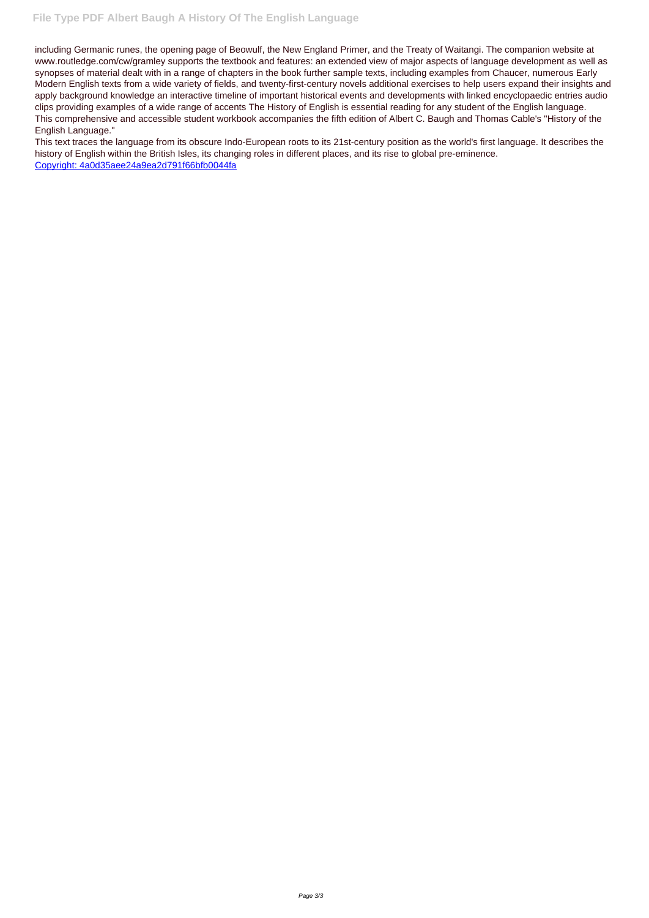including Germanic runes, the opening page of Beowulf, the New England Primer, and the Treaty of Waitangi. The companion website at www.routledge.com/cw/gramley supports the textbook and features: an extended view of major aspects of language development as well as synopses of material dealt with in a range of chapters in the book further sample texts, including examples from Chaucer, numerous Early Modern English texts from a wide variety of fields, and twenty-first-century novels additional exercises to help users expand their insights and apply background knowledge an interactive timeline of important historical events and developments with linked encyclopaedic entries audio clips providing examples of a wide range of accents The History of English is essential reading for any student of the English language.
This comprehensive and accessible student workbook accompanies the fifth edition of Albert C. Baugh and Thomas Cable's "History of the English Language."
This text traces the language from its obscure Indo-European roots to its 21st-century position as the world's first language. It describes the history of English within the British Isles, its changing roles in different places, and its rise to global pre-eminence.
Copyright: 4a0d35aee24a9ea2d791f66bfb0044fa